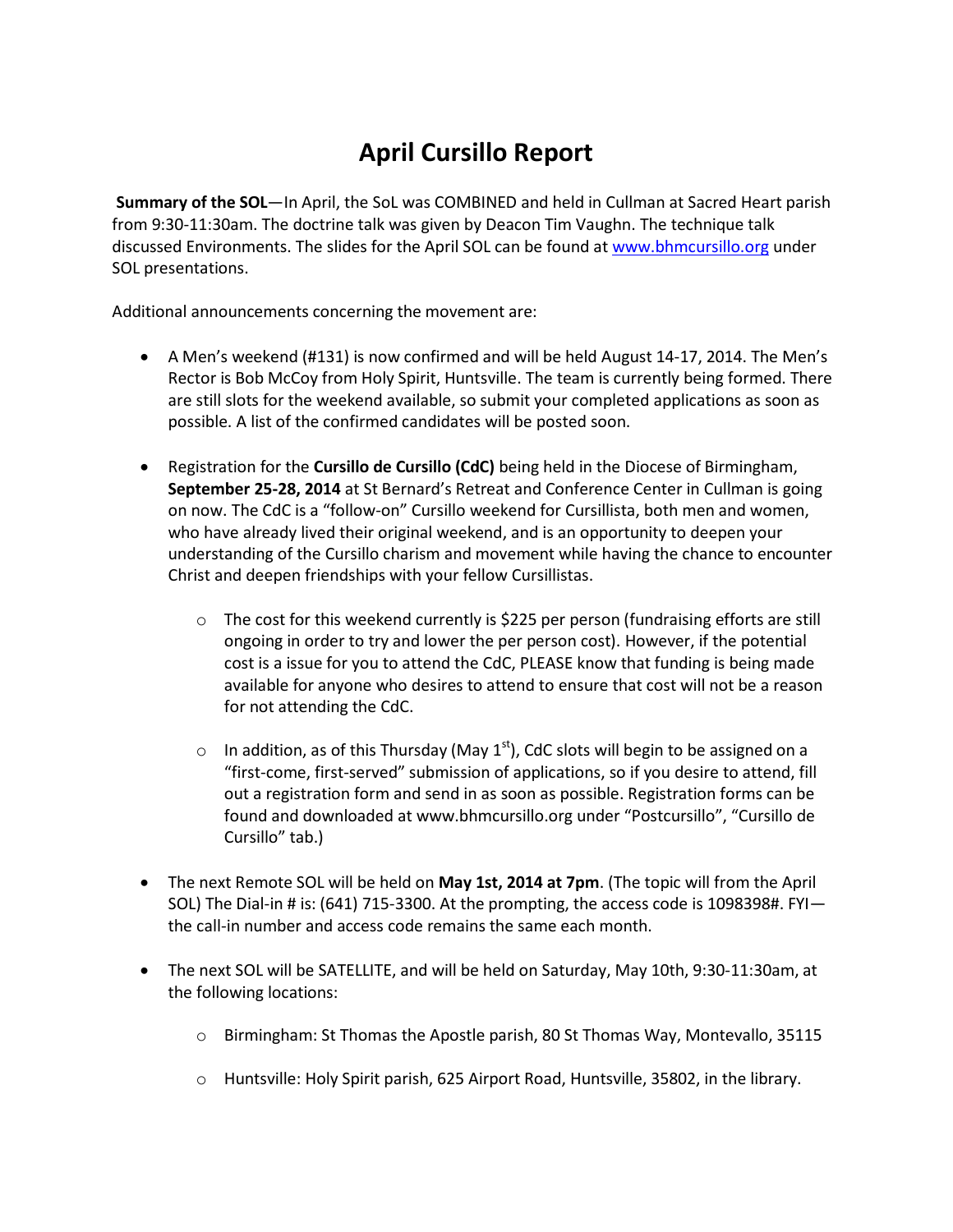# April Cursillo Report

**Summary of the SOL**—In April, the SoL was COMBINED and held in Cullman at Sacred Heart parish from 9:30-11:30am. The doctrine talk was given by Deacon Tim Vaughn. The technique talk discussed Environments. The slides for the April SOL can be found at www.bhmcursillo.org under SOL presentations.

Additional announcements concerning the movement are:

- A Men's weekend (#131) is now confirmed and will be held August 14-17, 2014. The Men's Rector is Bob McCoy from Holy Spirit, Huntsville. The team is currently being formed. There are still slots for the weekend available, so submit your completed applications as soon as possible. A list of the confirmed candidates will be posted soon.

- Registration for the **Cursillo de Cursillo (CdC)** being held in the Diocese of Birmingham, **September 25-28, 2014** at St Bernard's Retreat and Conference Center in Cullman is going on now. The CdC is a "follow-on" Cursillo weekend for Cursillista, both men and women, who have already lived their original weekend, and is an opportunity to deepen your understanding of the Cursillo charism and movement while having the chance to encounter Christ and deepen friendships with your fellow Cursillistas.

    - The cost for this weekend currently is $225 per person (fundraising efforts are still ongoing in order to try and lower the per person cost). However, if the potential cost is a issue for you to attend the CdC, PLEASE know that funding is being made available for anyone who desires to attend to ensure that cost will not be a reason for not attending the CdC.

    - In addition, as of this Thursday (May 1st), CdC slots will begin to be assigned on a "first-come, first-served" submission of applications, so if you desire to attend, fill out a registration form and send in as soon as possible. Registration forms can be found and downloaded at www.bhmcursillo.org under "Postcursillo", "Cursillo de Cursillo" tab.)

- The next Remote SOL will be held on **May 1st, 2014 at 7pm**. (The topic will from the April SOL) The Dial-in # is: (641) 715-3300. At the prompting, the access code is 1098398#. FYI—the call-in number and access code remains the same each month.

- The next SOL will be SATELLITE, and will be held on Saturday, May 10th, 9:30-11:30am, at the following locations:

    - Birmingham: St Thomas the Apostle parish, 80 St Thomas Way, Montevallo, 35115

    - Huntsville: Holy Spirit parish, 625 Airport Road, Huntsville, 35802, in the library.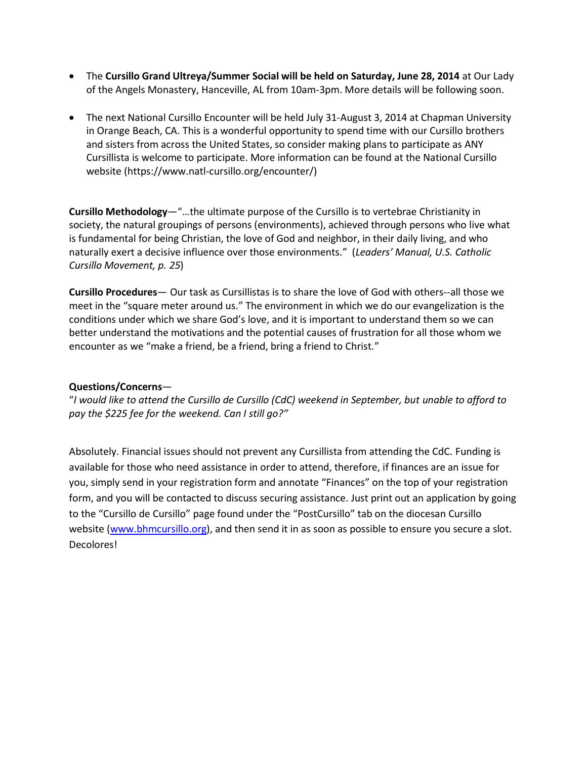- The **Cursillo Grand Ultreya/Summer Social will be held on Saturday, June 28, 2014** at Our Lady of the Angels Monastery, Hanceville, AL from 10am-3pm. More details will be following soon.

- The next National Cursillo Encounter will be held July 31-August 3, 2014 at Chapman University in Orange Beach, CA. This is a wonderful opportunity to spend time with our Cursillo brothers and sisters from across the United States, so consider making plans to participate as ANY Cursillista is welcome to participate. More information can be found at the National Cursillo website (https://www.natl-cursillo.org/encounter/)

**Cursillo Methodology**—"…the ultimate purpose of the Cursillo is to vertebrae Christianity in society, the natural groupings of persons (environments), achieved through persons who live what is fundamental for being Christian, the love of God and neighbor, in their daily living, and who naturally exert a decisive influence over those environments." (*Leaders' Manual, U.S. Catholic Cursillo Movement, p. 25*)

**Cursillo Procedures**— Our task as Cursillistas is to share the love of God with others--all those we meet in the "square meter around us." The environment in which we do our evangelization is the conditions under which we share God's love, and it is important to understand them so we can better understand the motivations and the potential causes of frustration for all those whom we encounter as we "make a friend, be a friend, bring a friend to Christ."

**Questions/Concerns**—
"*I would like to attend the Cursillo de Cursillo (CdC) weekend in September, but unable to afford to pay the $225 fee for the weekend. Can I still go?"*

Absolutely. Financial issues should not prevent any Cursillista from attending the CdC. Funding is available for those who need assistance in order to attend, therefore, if finances are an issue for you, simply send in your registration form and annotate "Finances" on the top of your registration form, and you will be contacted to discuss securing assistance. Just print out an application by going to the "Cursillo de Cursillo" page found under the "PostCursillo" tab on the diocesan Cursillo website ([www.bhmcursillo.org](www.bhmcursillo.org)), and then send it in as soon as possible to ensure you secure a slot. Decolores!